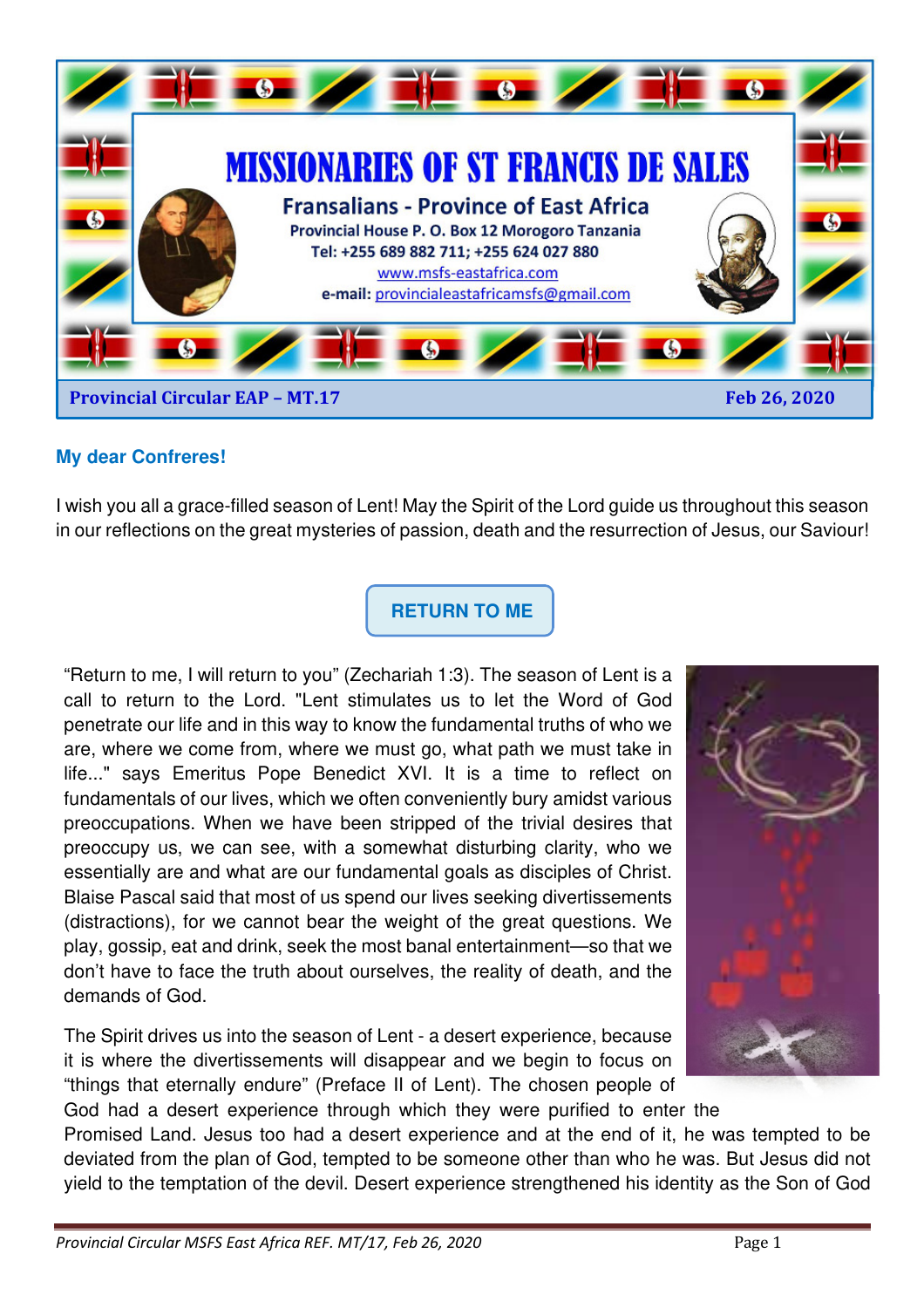# MISSIONARIES OF ST FRANCIS DE SALES

## Fransalians - Province of East Africa

**Provincial House P. O. Box 12 Morogoro Tanzania**
**Tel: +255 689 882 711; +255 624 027 880**
www.msfs-eastafrica.com
**e-mail:** provincialeastafricamsfs@gmail.com

**Provincial Circular EAP – MT.17** **Feb 26, 2020**

**My dear Confreres!**

I wish you all a grace-filled season of Lent! May the Spirit of the Lord guide us throughout this season in our reflections on the great mysteries of passion, death and the resurrection of Jesus, our Saviour!

### RETURN TO ME

"Return to me, I will return to you" (Zechariah 1:3). The season of Lent is a call to return to the Lord. "Lent stimulates us to let the Word of God penetrate our life and in this way to know the fundamental truths of who we are, where we come from, where we must go, what path we must take in life..." says Emeritus Pope Benedict XVI. It is a time to reflect on fundamentals of our lives, which we often conveniently bury amidst various preoccupations. When we have been stripped of the trivial desires that preoccupy us, we can see, with a somewhat disturbing clarity, who we essentially are and what are our fundamental goals as disciples of Christ. Blaise Pascal said that most of us spend our lives seeking divertissements (distractions), for we cannot bear the weight of the great questions. We play, gossip, eat and drink, seek the most banal entertainment—so that we don't have to face the truth about ourselves, the reality of death, and the demands of God.

The Spirit drives us into the season of Lent - a desert experience, because it is where the divertissements will disappear and we begin to focus on "things that eternally endure" (Preface II of Lent). The chosen people of God had a desert experience through which they were purified to enter the Promised Land. Jesus too had a desert experience and at the end of it, he was tempted to be deviated from the plan of God, tempted to be someone other than who he was. But Jesus did not yield to the temptation of the devil. Desert experience strengthened his identity as the Son of God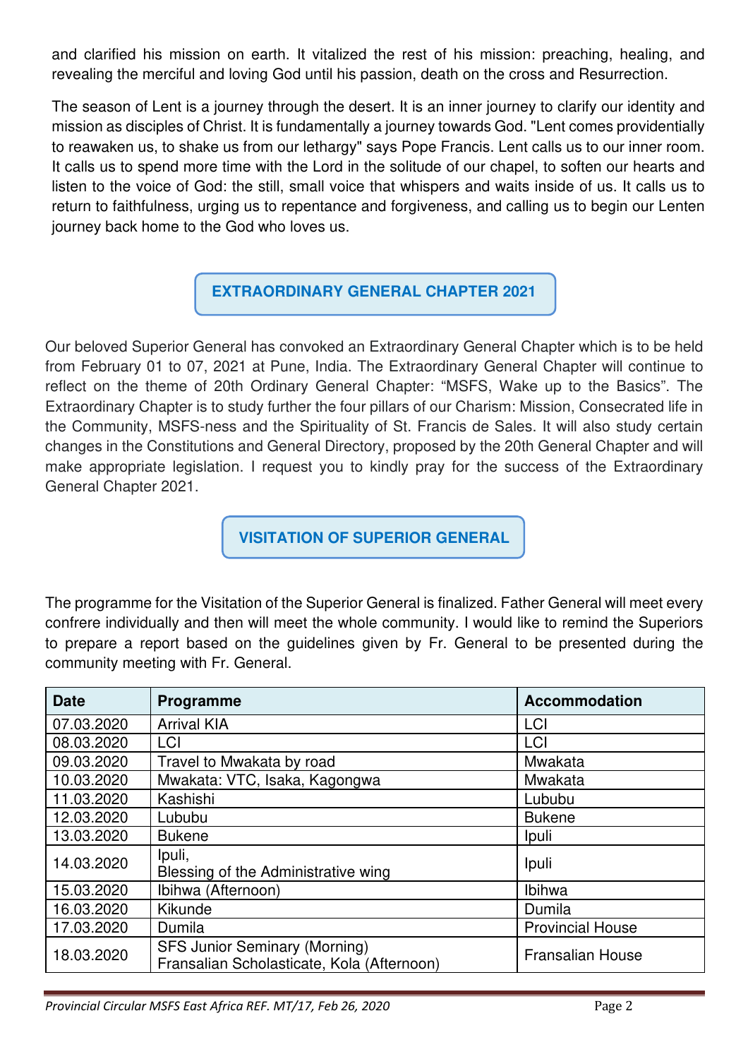and clarified his mission on earth. It vitalized the rest of his mission: preaching, healing, and revealing the merciful and loving God until his passion, death on the cross and Resurrection.

The season of Lent is a journey through the desert. It is an inner journey to clarify our identity and mission as disciples of Christ. It is fundamentally a journey towards God. "Lent comes providentially to reawaken us, to shake us from our lethargy" says Pope Francis. Lent calls us to our inner room. It calls us to spend more time with the Lord in the solitude of our chapel, to soften our hearts and listen to the voice of God: the still, small voice that whispers and waits inside of us. It calls us to return to faithfulness, urging us to repentance and forgiveness, and calling us to begin our Lenten journey back home to the God who loves us.

## EXTRAORDINARY GENERAL CHAPTER 2021

Our beloved Superior General has convoked an Extraordinary General Chapter which is to be held from February 01 to 07, 2021 at Pune, India. The Extraordinary General Chapter will continue to reflect on the theme of 20th Ordinary General Chapter: “MSFS, Wake up to the Basics”. The Extraordinary Chapter is to study further the four pillars of our Charism: Mission, Consecrated life in the Community, MSFS-ness and the Spirituality of St. Francis de Sales. It will also study certain changes in the Constitutions and General Directory, proposed by the 20th General Chapter and will make appropriate legislation. I request you to kindly pray for the success of the Extraordinary General Chapter 2021.

## VISITATION OF SUPERIOR GENERAL

The programme for the Visitation of the Superior General is finalized. Father General will meet every confrere individually and then will meet the whole community. I would like to remind the Superiors to prepare a report based on the guidelines given by Fr. General to be presented during the community meeting with Fr. General.

| Date | Programme | Accommodation |
|---|---|---|
| 07.03.2020 | Arrival KIA | LCI |
| 08.03.2020 | LCI | LCI |
| 09.03.2020 | Travel to Mwakata by road | Mwakata |
| 10.03.2020 | Mwakata: VTC, Isaka, Kagongwa | Mwakata |
| 11.03.2020 | Kashishi | Lububu |
| 12.03.2020 | Lububu | Bukene |
| 13.03.2020 | Bukene | Ipuli |
| 14.03.2020 | Ipuli,<br>Blessing of the Administrative wing | Ipuli |
| 15.03.2020 | Ibihwa (Afternoon) | Ibihwa |
| 16.03.2020 | Kikunde | Dumila |
| 17.03.2020 | Dumila | Provincial House |
| 18.03.2020 | SFS Junior Seminary (Morning)<br>Fransalian Scholasticate, Kola (Afternoon) | Fransalian House |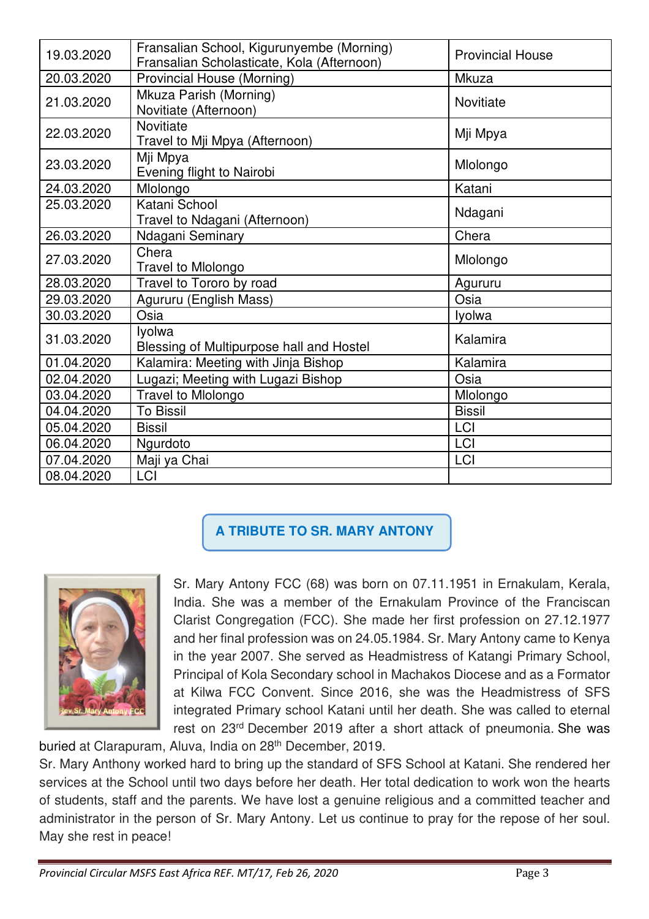| 19.03.2020 | Fransalian School, Kigurunyembe (Morning)<br>Fransalian Scholasticate, Kola (Afternoon) | Provincial House |
|---|---|---|
| 20.03.2020 | Provincial House (Morning) | Mkuza |
| 21.03.2020 | Mkuza Parish (Morning)<br>Novitiate (Afternoon) | Novitiate |
| 22.03.2020 | Novitiate<br>Travel to Mji Mpya (Afternoon) | Mji Mpya |
| 23.03.2020 | Mji Mpya<br>Evening flight to Nairobi | Mlolongo |
| 24.03.2020 | Mlolongo | Katani |
| 25.03.2020 | Katani School<br>Travel to Ndagani (Afternoon) | Ndagani |
| 26.03.2020 | Ndagani Seminary | Chera |
| 27.03.2020 | Chera<br>Travel to Mlolongo | Mlolongo |
| 28.03.2020 | Travel to Tororo by road | Agururu |
| 29.03.2020 | Agururu (English Mass) | Osia |
| 30.03.2020 | Osia | Iyolwa |
| 31.03.2020 | Iyolwa<br>Blessing of Multipurpose hall and Hostel | Kalamira |
| 01.04.2020 | Kalamira: Meeting with Jinja Bishop | Kalamira |
| 02.04.2020 | Lugazi; Meeting with Lugazi Bishop | Osia |
| 03.04.2020 | Travel to Mlolongo | Mlolongo |
| 04.04.2020 | To Bissil | Bissil |
| 05.04.2020 | Bissil | LCI |
| 06.04.2020 | Ngurdoto | LCI |
| 07.04.2020 | Maji ya Chai | LCI |
| 08.04.2020 | LCI | |

## A TRIBUTE TO SR. MARY ANTONY

Sr. Mary Antony FCC (68) was born on 07.11.1951 in Ernakulam, Kerala, India. She was a member of the Ernakulam Province of the Franciscan Clarist Congregation (FCC). She made her first profession on 27.12.1977 and her final profession was on 24.05.1984. Sr. Mary Antony came to Kenya in the year 2007. She served as Headmistress of Katangi Primary School, Principal of Kola Secondary school in Machakos Diocese and as a Formator at Kilwa FCC Convent. Since 2016, she was the Headmistress of SFS integrated Primary school Katani until her death. She was called to eternal rest on 23rd December 2019 after a short attack of pneumonia. She was buried at Clarapuram, Aluva, India on 28th December, 2019.

Sr. Mary Anthony worked hard to bring up the standard of SFS School at Katani. She rendered her services at the School until two days before her death. Her total dedication to work won the hearts of students, staff and the parents. We have lost a genuine religious and a committed teacher and administrator in the person of Sr. Mary Antony. Let us continue to pray for the repose of her soul. May she rest in peace!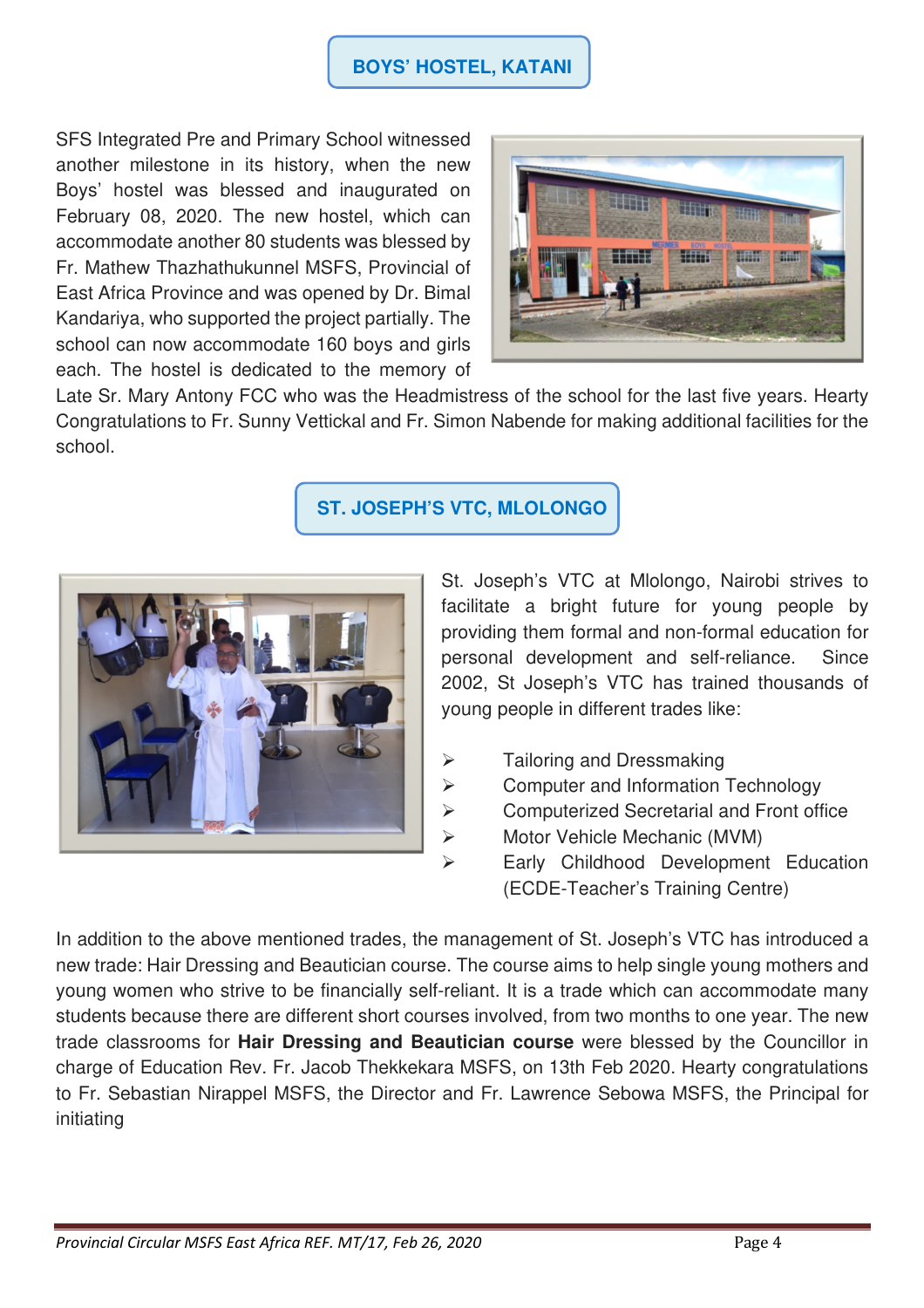## BOYS' HOSTEL, KATANI

SFS Integrated Pre and Primary School witnessed another milestone in its history, when the new Boys' hostel was blessed and inaugurated on February 08, 2020. The new hostel, which can accommodate another 80 students was blessed by Fr. Mathew Thazhathukunnel MSFS, Provincial of East Africa Province and was opened by Dr. Bimal Kandariya, who supported the project partially. The school can now accommodate 160 boys and girls each. The hostel is dedicated to the memory of Late Sr. Mary Antony FCC who was the Headmistress of the school for the last five years. Hearty Congratulations to Fr. Sunny Vettickal and Fr. Simon Nabende for making additional facilities for the school.

## ST. JOSEPH'S VTC, MLOLONGO

St. Joseph's VTC at Mlolongo, Nairobi strives to facilitate a bright future for young people by providing them formal and non-formal education for personal development and self-reliance. Since 2002, St Joseph's VTC has trained thousands of young people in different trades like:

- Tailoring and Dressmaking
- Computer and Information Technology
- Computerized Secretarial and Front office
- Motor Vehicle Mechanic (MVM)
- Early Childhood Development Education (ECDE-Teacher's Training Centre)

In addition to the above mentioned trades, the management of St. Joseph's VTC has introduced a new trade: Hair Dressing and Beautician course. The course aims to help single young mothers and young women who strive to be financially self-reliant. It is a trade which can accommodate many students because there are different short courses involved, from two months to one year. The new trade classrooms for **Hair Dressing and Beautician course** were blessed by the Councillor in charge of Education Rev. Fr. Jacob Thekkekara MSFS, on 13th Feb 2020. Hearty congratulations to Fr. Sebastian Nirappel MSFS, the Director and Fr. Lawrence Sebowa MSFS, the Principal for initiating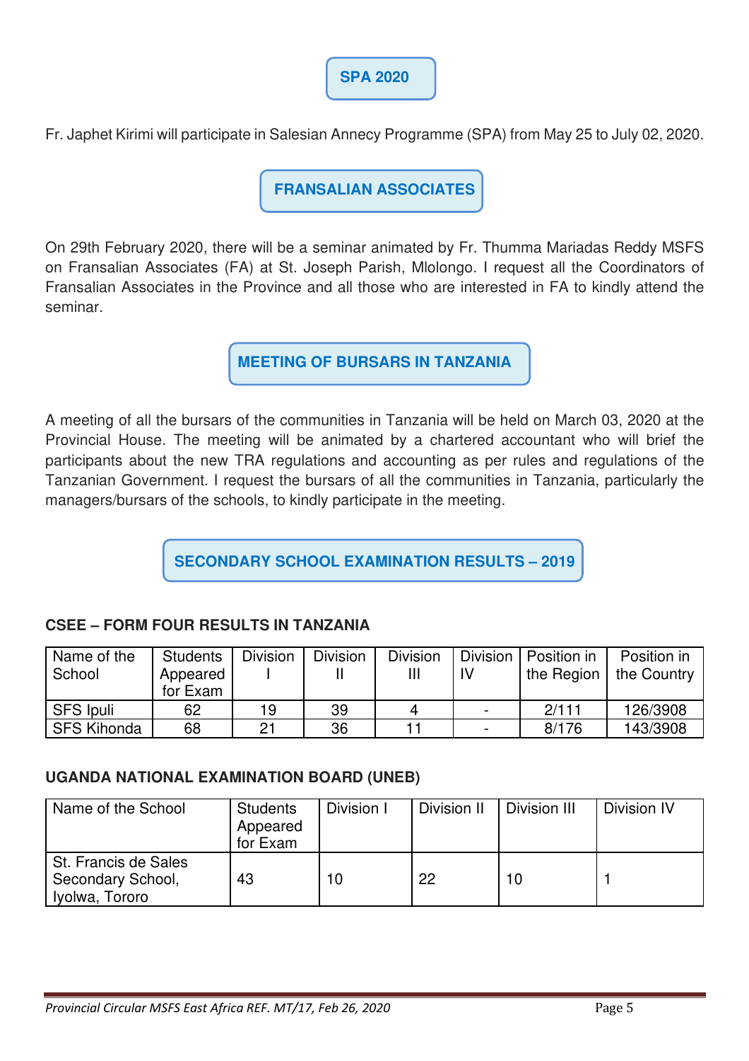## SPA 2020

Fr. Japhet Kirimi will participate in Salesian Annecy Programme (SPA) from May 25 to July 02, 2020.

## FRANSALIAN ASSOCIATES

On 29th February 2020, there will be a seminar animated by Fr. Thumma Mariadas Reddy MSFS on Fransalian Associates (FA) at St. Joseph Parish, Mlolongo. I request all the Coordinators of Fransalian Associates in the Province and all those who are interested in FA to kindly attend the seminar.

## MEETING OF BURSARS IN TANZANIA

A meeting of all the bursars of the communities in Tanzania will be held on March 03, 2020 at the Provincial House. The meeting will be animated by a chartered accountant who will brief the participants about the new TRA regulations and accounting as per rules and regulations of the Tanzanian Government. I request the bursars of all the communities in Tanzania, particularly the managers/bursars of the schools, to kindly participate in the meeting.

## SECONDARY SCHOOL EXAMINATION RESULTS – 2019

### CSEE – FORM FOUR RESULTS IN TANZANIA

| Name of the School | Students Appeared for Exam | Division I | Division II | Division III | Division IV | Position in the Region | Position in the Country |
|---|---|---|---|---|---|---|---|
| SFS Ipuli | 62 | 19 | 39 | 4 | - | 2/111 | 126/3908 |
| SFS Kihonda | 68 | 21 | 36 | 11 | - | 8/176 | 143/3908 |

### UGANDA NATIONAL EXAMINATION BOARD (UNEB)

| Name of the School | Students Appeared for Exam | Division I | Division II | Division III | Division IV |
|---|---|---|---|---|---|
| St. Francis de Sales Secondary School, Iyolwa, Tororo | 43 | 10 | 22 | 10 | 1 |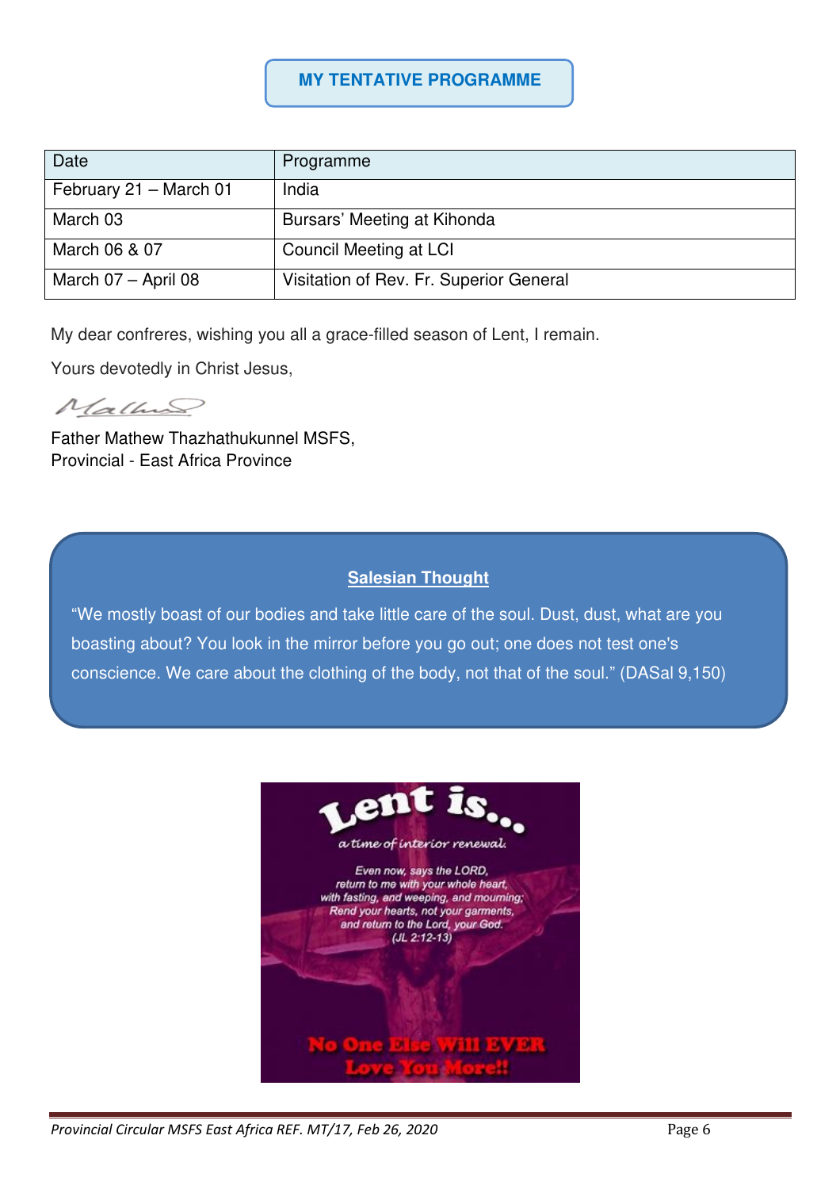## MY TENTATIVE PROGRAMME

| Date | Programme |
|---|---|
| February 21 – March 01 | India |
| March 03 | Bursars' Meeting at Kihonda |
| March 06 & 07 | Council Meeting at LCI |
| March 07 – April 08 | Visitation of Rev. Fr. Superior General |

My dear confreres, wishing you all a grace-filled season of Lent, I remain.

Yours devotedly in Christ Jesus,

Father Mathew Thazhathukunnel MSFS,
Provincial - East Africa Province

**Salesian Thought**

"We mostly boast of our bodies and take little care of the soul. Dust, dust, what are you boasting about? You look in the mirror before you go out; one does not test one's conscience. We care about the clothing of the body, not that of the soul." (DASal 9,150)

Lent is...

a time of interior renewal.

Even now, says the LORD, return to me with your whole heart, with fasting, and weeping, and mourning; Rend your hearts, not your garments, and return to the Lord, your God. (JL 2:12-13)

No One Else Will EVER Love You More!!